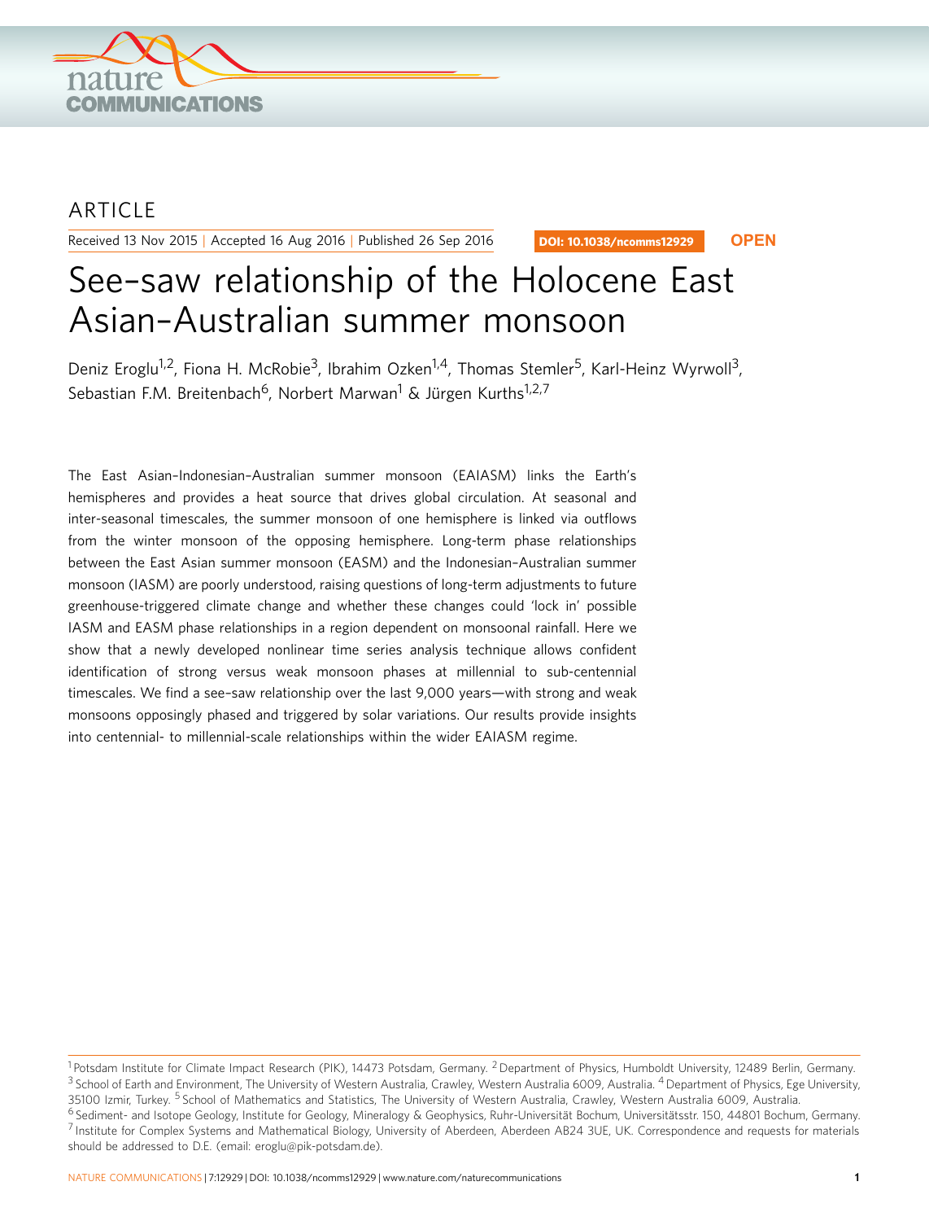ARTICLE

Received 13 Nov 2015 | Accepted 16 Aug 2016 | Published 26 Sep 2016

DOI: 10.1038/ncomms12929 **OPEN**

# See-saw relationship of the Holocene East Asian-Australian summer monsoon

Deniz Eroglu[1,2], Fiona H. McRobie[3], Ibrahim Ozken[1,4], Thomas Stemler[5], Karl-Heinz Wyrwoll[3], Sebastian F.M. Breitenbach[6], Norbert Marwan[1] & Jürgen Kurths[1,2,7]

The East Asian-Indonesian-Australian summer monsoon (EAIASM) links the Earth's hemispheres and provides a heat source that drives global circulation. At seasonal and inter-seasonal timescales, the summer monsoon of one hemisphere is linked via outflows from the winter monsoon of the opposing hemisphere. Long-term phase relationships between the East Asian summer monsoon (EASM) and the Indonesian-Australian summer monsoon (IASM) are poorly understood, raising questions of long-term adjustments to future greenhouse-triggered climate change and whether these changes could 'lock in' possible IASM and EASM phase relationships in a region dependent on monsoonal rainfall. Here we show that a newly developed nonlinear time series analysis technique allows confident identification of strong versus weak monsoon phases at millennial to sub-centennial timescales. We find a see-saw relationship over the last 9,000 years—with strong and weak monsoons opposingly phased and triggered by solar variations. Our results provide insights into centennial- to millennial-scale relationships within the wider EAIASM regime.

[1] Potsdam Institute for Climate Impact Research (PIK), 14473 Potsdam, Germany. [2] Department of Physics, Humboldt University, 12489 Berlin, Germany. [3] School of Earth and Environment, The University of Western Australia, Crawley, Western Australia 6009, Australia. [4] Department of Physics, Ege University, 35100 Izmir, Turkey. [5] School of Mathematics and Statistics, The University of Western Australia, Crawley, Western Australia 6009, Australia. [6] Sediment- and Isotope Geology, Institute for Geology, Mineralogy & Geophysics, Ruhr-Universität Bochum, Universitätsstr. 150, 44801 Bochum, Germany. [7] Institute for Complex Systems and Mathematical Biology, University of Aberdeen, Aberdeen AB24 3UE, UK. Correspondence and requests for materials should be addressed to D.E. (email: eroglu@pik-potsdam.de).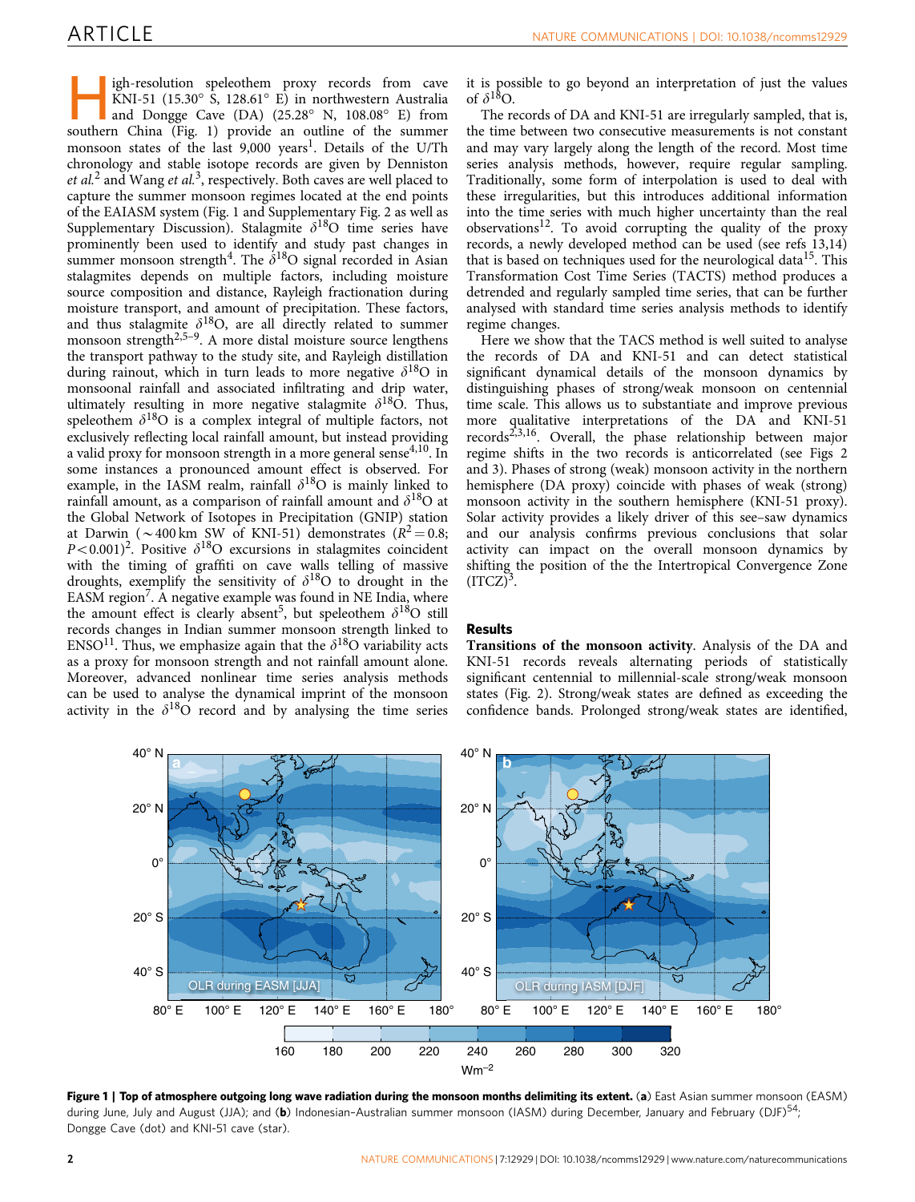High-resolution speleothem proxy records from cave KNI-51 (15.30° S, 128.61° E) in northwestern Australia and Dongge Cave (DA) (25.28° N, 108.08° E) from southern China (Fig. 1) provide an outline of the summer monsoon states of the last 9,000 years[1]. Details of the U/Th chronology and stable isotope records are given by Denniston *et al.*[2] and Wang *et al.*[3], respectively. Both caves are well placed to capture the summer monsoon regimes located at the end points of the EAIASM system (Fig. 1 and Supplementary Fig. 2 as well as Supplementary Discussion). Stalagmite $\delta^{18}$O time series have prominently been used to identify and study past changes in summer monsoon strength[4]. The $\delta^{18}$O signal recorded in Asian stalagmites depends on multiple factors, including moisture source composition and distance, Rayleigh fractionation during moisture transport, and amount of precipitation. These factors, and thus stalagmite $\delta^{18}$O, are all directly related to summer monsoon strength[2,5–9]. A more distal moisture source lengthens the transport pathway to the study site, and Rayleigh distillation during rainout, which in turn leads to more negative $\delta^{18}$O in monsoonal rainfall and associated infiltrating and drip water, ultimately resulting in more negative stalagmite $\delta^{18}$O. Thus, speleothem $\delta^{18}$O is a complex integral of multiple factors, not exclusively reflecting local rainfall amount, but instead providing a valid proxy for monsoon strength in a more general sense[4,10]. In some instances a pronounced amount effect is observed. For example, in the IASM realm, rainfall $\delta^{18}$O is mainly linked to rainfall amount, as a comparison of rainfall amount and $\delta^{18}$O at the Global Network of Isotopes in Precipitation (GNIP) station at Darwin ($\sim$400 km SW of KNI-51) demonstrates ($R^2 = 0.8$; $P < 0.001$)[2]. Positive $\delta^{18}$O excursions in stalagmites coincident with the timing of graffiti on cave walls telling of massive droughts, exemplify the sensitivity of $\delta^{18}$O to drought in the EASM region[7]. A negative example was found in NE India, where the amount effect is clearly absent[5], but speleothem $\delta^{18}$O still records changes in Indian summer monsoon strength linked to ENSO[11]. Thus, we emphasize again that the $\delta^{18}$O variability acts as a proxy for monsoon strength and not rainfall amount alone. Moreover, advanced nonlinear time series analysis methods can be used to analyse the dynamical imprint of the monsoon activity in the $\delta^{18}$O record and by analysing the time series it is possible to go beyond an interpretation of just the values of $\delta^{18}$O.

The records of DA and KNI-51 are irregularly sampled, that is, the time between two consecutive measurements is not constant and may vary largely along the length of the record. Most time series analysis methods, however, require regular sampling. Traditionally, some form of interpolation is used to deal with these irregularities, but this introduces additional information into the time series with much higher uncertainty than the real observations[12]. To avoid corrupting the quality of the proxy records, a newly developed method can be used (see refs 13,14) that is based on techniques used for the neurological data[15]. This Transformation Cost Time Series (TACTS) method produces a detrended and regularly sampled time series, that can be further analysed with standard time series analysis methods to identify regime changes.

Here we show that the TACS method is well suited to analyse the records of DA and KNI-51 and can detect statistical significant dynamical details of the monsoon dynamics by distinguishing phases of strong/weak monsoon on centennial time scale. This allows us to substantiate and improve previous more qualitative interpretations of the DA and KNI-51 records[2,3,16]. Overall, the phase relationship between major regime shifts in the two records is anticorrelated (see Figs 2 and 3). Phases of strong (weak) monsoon activity in the northern hemisphere (DA proxy) coincide with phases of weak (strong) monsoon activity in the southern hemisphere (KNI-51 proxy). Solar activity provides a likely driver of this see–saw dynamics and our analysis confirms previous conclusions that solar activity can impact on the overall monsoon dynamics by shifting the position of the the Intertropical Convergence Zone (ITCZ)[3].

## Results

**Transitions of the monsoon activity**. Analysis of the DA and KNI-51 records reveals alternating periods of statistically significant centennial to millennial-scale strong/weak monsoon states (Fig. 2). Strong/weak states are defined as exceeding the confidence bands. Prolonged strong/weak states are identified,

**Figure 1 | Top of atmosphere outgoing long wave radiation during the monsoon months delimiting its extent.** (**a**) East Asian summer monsoon (EASM) during June, July and August (JJA); and (**b**) Indonesian–Australian summer monsoon (IASM) during December, January and February (DJF)[54]; Dongge Cave (dot) and KNI-51 cave (star).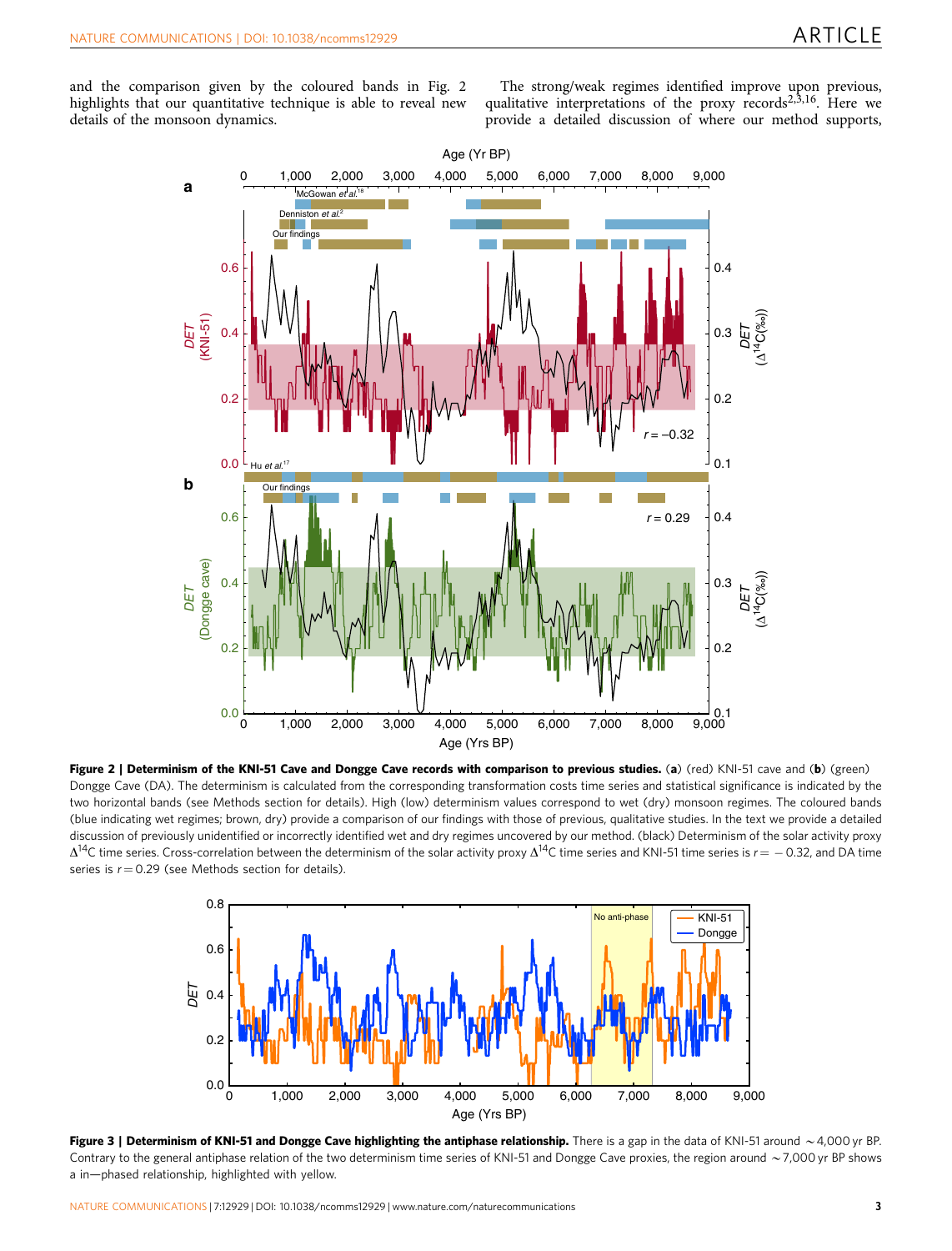and the comparison given by the coloured bands in Fig. 2 highlights that our quantitative technique is able to reveal new details of the monsoon dynamics.

The strong/weak regimes identified improve upon previous, qualitative interpretations of the proxy records[2,3,16]. Here we provide a detailed discussion of where our method supports,

**Figure 2 | Determinism of the KNI-51 Cave and Dongge Cave records with comparison to previous studies.** (**a**) (red) KNI-51 cave and (**b**) (green) Dongge Cave (DA). The determinism is calculated from the corresponding transformation costs time series and statistical significance is indicated by the two horizontal bands (see Methods section for details). High (low) determinism values correspond to wet (dry) monsoon regimes. The coloured bands (blue indicating wet regimes; brown, dry) provide a comparison of our findings with those of previous, qualitative studies. In the text we provide a detailed discussion of previously unidentified or incorrectly identified wet and dry regimes uncovered by our method. (black) Determinism of the solar activity proxy $\Delta^{14}C$ time series. Cross-correlation between the determinism of the solar activity proxy $\Delta^{14}C$ time series and KNI-51 time series is $r = -0.32$, and DA time series is $r = 0.29$ (see Methods section for details).

**Figure 3 | Determinism of KNI-51 and Dongge Cave highlighting the antiphase relationship.** There is a gap in the data of KNI-51 around ~4,000 yr BP. Contrary to the general antiphase relation of the two determinism time series of KNI-51 and Dongge Cave proxies, the region around ~7,000 yr BP shows a in—phased relationship, highlighted with yellow.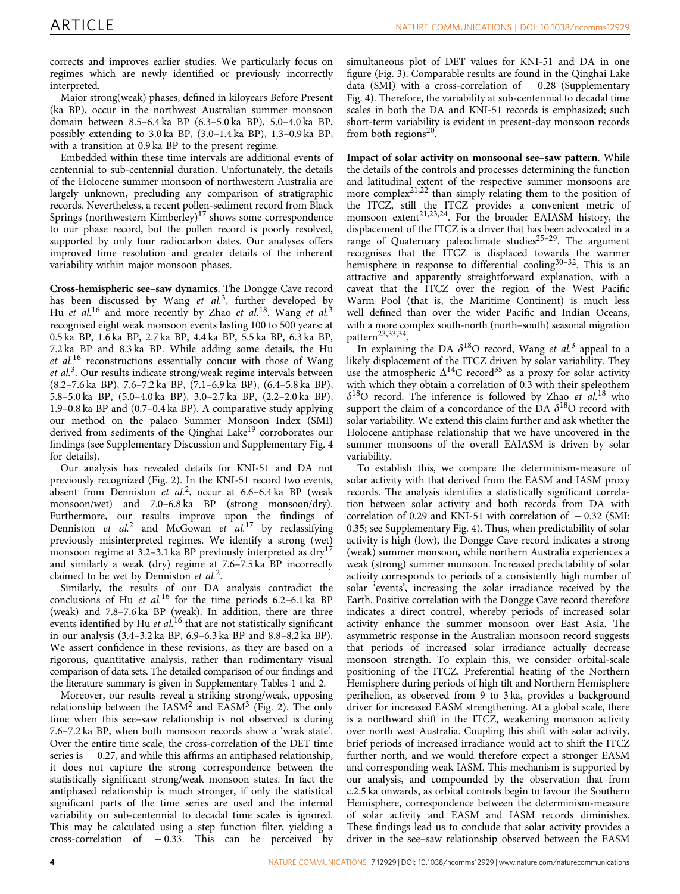corrects and improves earlier studies. We particularly focus on regimes which are newly identified or previously incorrectly interpreted.

Major strong(weak) phases, defined in kiloyears Before Present (ka BP), occur in the northwest Australian summer monsoon domain between 8.5–6.4 ka BP (6.3–5.0 ka BP), 5.0–4.0 ka BP, possibly extending to 3.0 ka BP, (3.0–1.4 ka BP), 1.3–0.9 ka BP, with a transition at 0.9 ka BP to the present regime.

Embedded within these time intervals are additional events of centennial to sub-centennial duration. Unfortunately, the details of the Holocene summer monsoon of northwestern Australia are largely unknown, precluding any comparison of stratigraphic records. Nevertheless, a recent pollen-sediment record from Black Springs (northwestern Kimberley)[17] shows some correspondence to our phase record, but the pollen record is poorly resolved, supported by only four radiocarbon dates. Our analyses offers improved time resolution and greater details of the inherent variability within major monsoon phases.

**Cross-hemispheric see–saw dynamics**. The Dongge Cave record has been discussed by Wang *et al.*[3], further developed by Hu *et al.*[16] and more recently by Zhao *et al.*[18]. Wang *et al.*[3] recognised eight weak monsoon events lasting 100 to 500 years: at 0.5 ka BP, 1.6 ka BP, 2.7 ka BP, 4.4 ka BP, 5.5 ka BP, 6.3 ka BP, 7.2 ka BP and 8.3 ka BP. While adding some details, the Hu *et al.*[16] reconstructions essentially concur with those of Wang *et al.*[3]. Our results indicate strong/weak regime intervals between (8.2–7.6 ka BP), 7.6–7.2 ka BP, (7.1–6.9 ka BP), (6.4–5.8 ka BP), 5.8–5.0 ka BP, (5.0–4.0 ka BP), 3.0–2.7 ka BP, (2.2–2.0 ka BP), 1.9–0.8 ka BP and (0.7–0.4 ka BP). A comparative study applying our method on the palaeo Summer Monsoon Index (SMI) derived from sediments of the Qinghai Lake[19] corroborates our findings (see Supplementary Discussion and Supplementary Fig. 4 for details).

Our analysis has revealed details for KNI-51 and DA not previously recognized (Fig. 2). In the KNI-51 record two events, absent from Denniston *et al.*[2], occur at 6.6–6.4 ka BP (weak monsoon/wet) and 7.0–6.8 ka BP (strong monsoon/dry). Furthermore, our results improve upon the findings of Denniston *et al.*[2] and McGowan *et al.*[17] by reclassifying previously misinterpreted regimes. We identify a strong (wet) monsoon regime at 3.2–3.1 ka BP previously interpreted as dry[17] and similarly a weak (dry) regime at 7.6–7.5 ka BP incorrectly claimed to be wet by Denniston *et al.*[2].

Similarly, the results of our DA analysis contradict the conclusions of Hu *et al.*[16] for the time periods 6.2–6.1 ka BP (weak) and 7.8–7.6 ka BP (weak). In addition, there are three events identified by Hu *et al.*[16] that are not statistically significant in our analysis (3.4–3.2 ka BP, 6.9–6.3 ka BP and 8.8–8.2 ka BP). We assert confidence in these revisions, as they are based on a rigorous, quantitative analysis, rather than rudimentary visual comparison of data sets. The detailed comparison of our findings and the literature summary is given in Supplementary Tables 1 and 2.

Moreover, our results reveal a striking strong/weak, opposing relationship between the IASM[2] and EASM[3] (Fig. 2). The only time when this see–saw relationship is not observed is during 7.6–7.2 ka BP, when both monsoon records show a 'weak state'. Over the entire time scale, the cross-correlation of the DET time series is $-0.27$, and while this affirms an antiphased relationship, it does not capture the strong correspondence between the statistically significant strong/weak monsoon states. In fact the antiphased relationship is much stronger, if only the statistical significant parts of the time series are used and the internal variability on sub-centennial to decadal time scales is ignored. This may be calculated using a step function filter, yielding a cross-correlation of $-0.33$. This can be perceived by simultaneous plot of DET values for KNI-51 and DA in one figure (Fig. 3). Comparable results are found in the Qinghai Lake data (SMI) with a cross-correlation of $-0.28$ (Supplementary Fig. 4). Therefore, the variability at sub-centennial to decadal time scales in both the DA and KNI-51 records is emphasized; such short-term variability is evident in present-day monsoon records from both regions[20].

**Impact of solar activity on monsoonal see–saw pattern**. While the details of the controls and processes determining the function and latitudinal extent of the respective summer monsoons are more complex[21,22] than simply relating them to the position of the ITCZ, still the ITCZ provides a convenient metric of monsoon extent[21,23,24]. For the broader EAIASM history, the displacement of the ITCZ is a driver that has been advocated in a range of Quaternary paleoclimate studies[25–29]. The argument recognises that the ITCZ is displaced towards the warmer hemisphere in response to differential cooling[30–32]. This is an attractive and apparently straightforward explanation, with a caveat that the ITCZ over the region of the West Pacific Warm Pool (that is, the Maritime Continent) is much less well defined than over the wider Pacific and Indian Oceans, with a more complex south-north (north–south) seasonal migration pattern[23,33,34].

In explaining the DA $\delta^{18}$O record, Wang *et al.*[3] appeal to a likely displacement of the ITCZ driven by solar variability. They use the atmospheric $\Delta^{14}$C record[35] as a proxy for solar activity with which they obtain a correlation of 0.3 with their speleothem $\delta^{18}$O record. The inference is followed by Zhao *et al.*[18] who support the claim of a concordance of the DA $\delta^{18}$O record with solar variability. We extend this claim further and ask whether the Holocene antiphase relationship that we have uncovered in the summer monsoons of the overall EAIASM is driven by solar variability.

To establish this, we compare the determinism-measure of solar activity with that derived from the EASM and IASM proxy records. The analysis identifies a statistically significant correlation between solar activity and both records from DA with correlation of 0.29 and KNI-51 with correlation of $-0.32$ (SMI: 0.35; see Supplementary Fig. 4). Thus, when predictability of solar activity is high (low), the Dongge Cave record indicates a strong (weak) summer monsoon, while northern Australia experiences a weak (strong) summer monsoon. Increased predictability of solar activity corresponds to periods of a consistently high number of solar 'events', increasing the solar irradiance received by the Earth. Positive correlation with the Dongge Cave record therefore indicates a direct control, whereby periods of increased solar activity enhance the summer monsoon over East Asia. The asymmetric response in the Australian monsoon record suggests that periods of increased solar irradiance actually decrease monsoon strength. To explain this, we consider orbital-scale positioning of the ITCZ. Preferential heating of the Northern Hemisphere during periods of high tilt and Northern Hemisphere perihelion, as observed from 9 to 3 ka, provides a background driver for increased EASM strengthening. At a global scale, there is a northward shift in the ITCZ, weakening monsoon activity over north west Australia. Coupling this shift with solar activity, brief periods of increased irradiance would act to shift the ITCZ further north, and we would therefore expect a stronger EASM and corresponding weak IASM. This mechanism is supported by our analysis, and compounded by the observation that from c.2.5 ka onwards, as orbital controls begin to favour the Southern Hemisphere, correspondence between the determinism-measure of solar activity and EASM and IASM records diminishes. These findings lead us to conclude that solar activity provides a driver in the see–saw relationship observed between the EASM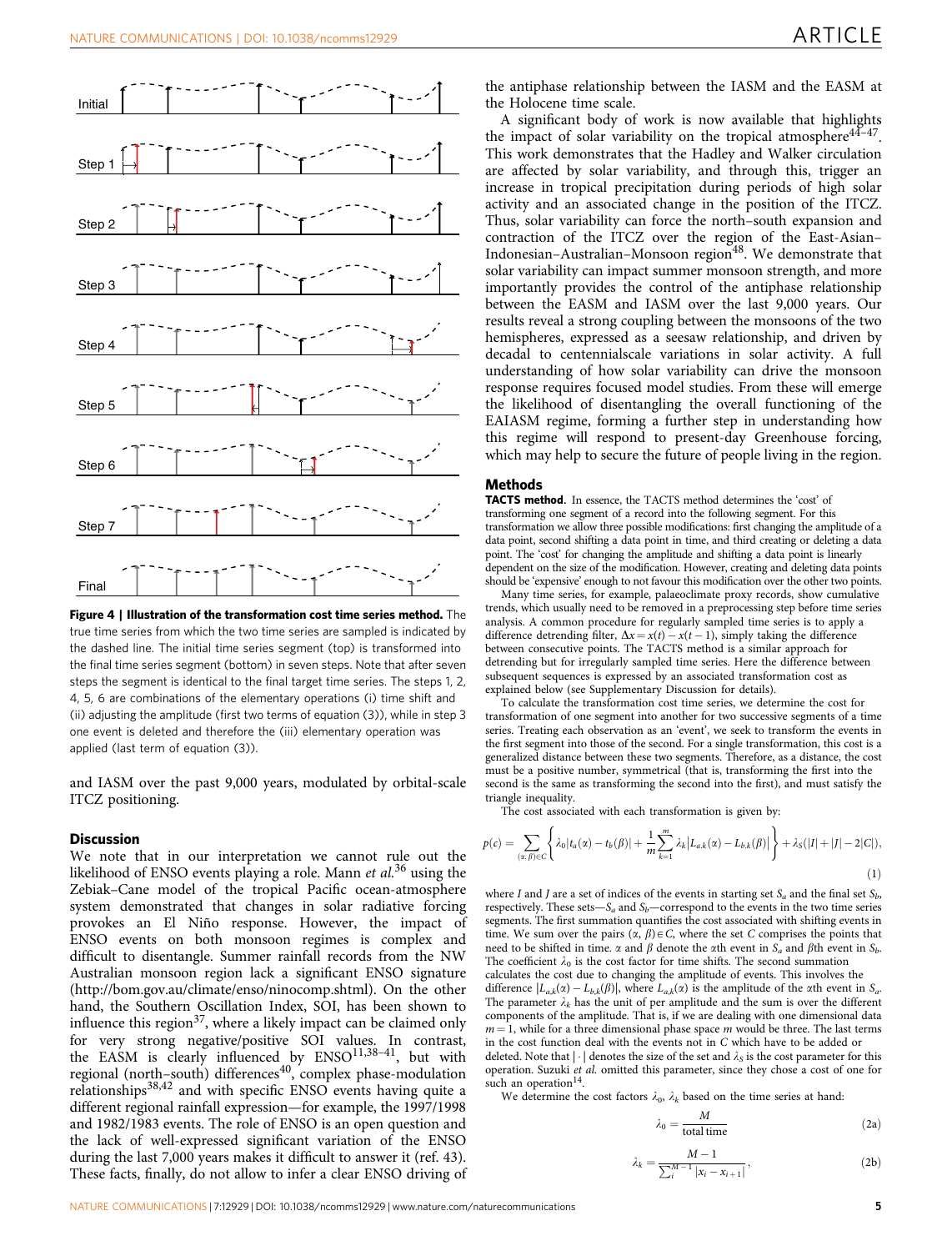Initial

Step 1

Step 2

Step 3

Step 4

Step 5

Step 6

Step 7

Final

**Figure 4 | Illustration of the transformation cost time series method.** The true time series from which the two time series are sampled is indicated by the dashed line. The initial time series segment (top) is transformed into the final time series segment (bottom) in seven steps. Note that after seven steps the segment is identical to the final target time series. The steps 1, 2, 4, 5, 6 are combinations of the elementary operations (i) time shift and (ii) adjusting the amplitude (first two terms of equation (3)), while in step 3 one event is deleted and therefore the (iii) elementary operation was applied (last term of equation (3)).

and IASM over the past 9,000 years, modulated by orbital-scale ITCZ positioning.

## Discussion

We note that in our interpretation we cannot rule out the likelihood of ENSO events playing a role. Mann *et al.*[36] using the Zebiak–Cane model of the tropical Pacific ocean-atmosphere system demonstrated that changes in solar radiative forcing provokes an El Niño response. However, the impact of ENSO events on both monsoon regimes is complex and difficult to disentangle. Summer rainfall records from the NW Australian monsoon region lack a significant ENSO signature (http://bom.gov.au/climate/enso/ninocomp.shtml). On the other hand, the Southern Oscillation Index, SOI, has been shown to influence this region[37], where a likely impact can be claimed only for very strong negative/positive SOI values. In contrast, the EASM is clearly influenced by ENSO[11,38–41], but with regional (north–south) differences[40], complex phase-modulation relationships[38,42] and with specific ENSO events having quite a different regional rainfall expression—for example, the 1997/1998 and 1982/1983 events. The role of ENSO is an open question and the lack of well-expressed significant variation of the ENSO during the last 7,000 years makes it difficult to answer it (ref. 43). These facts, finally, do not allow to infer a clear ENSO driving of the antiphase relationship between the IASM and the EASM at the Holocene time scale.

A significant body of work is now available that highlights the impact of solar variability on the tropical atmosphere[44–47]. This work demonstrates that the Hadley and Walker circulation are affected by solar variability, and through this, trigger an increase in tropical precipitation during periods of high solar activity and an associated change in the position of the ITCZ. Thus, solar variability can force the north–south expansion and contraction of the ITCZ over the region of the East-Asian–Indonesian–Australian–Monsoon region[48]. We demonstrate that solar variability can impact summer monsoon strength, and more importantly provides the control of the antiphase relationship between the EASM and IASM over the last 9,000 years. Our results reveal a strong coupling between the monsoons of the two hemispheres, expressed as a seesaw relationship, and driven by decadal to centennialscale variations in solar activity. A full understanding of how solar variability can drive the monsoon response requires focused model studies. From these will emerge the likelihood of disentangling the overall functioning of the EAIASM regime, forming a further step in understanding how this regime will respond to present-day Greenhouse forcing, which may help to secure the future of people living in the region.

## Methods

**TACTS method.** In essence, the TACTS method determines the 'cost' of transforming one segment of a record into the following segment. For this transformation we allow three possible modifications: first changing the amplitude of a data point, second shifting a data point in time, and third creating or deleting a data point. The 'cost' for changing the amplitude and shifting a data point is linearly dependent on the size of the modification. However, creating and deleting data points should be 'expensive' enough to not favour this modification over the other two points.

Many time series, for example, palaeoclimate proxy records, show cumulative trends, which usually need to be removed in a preprocessing step before time series analysis. A common procedure for regularly sampled time series is to apply a difference detrending filter, $\Delta x = x(t) - x(t-1)$, simply taking the difference between consecutive points. The TACTS method is a similar approach for detrending but for irregularly sampled time series. Here the difference between subsequent sequences is expressed by an associated transformation cost as explained below (see Supplementary Discussion for details).

To calculate the transformation cost time series, we determine the cost for transformation of one segment into another for two successive segments of a time series. Treating each observation as an 'event', we seek to transform the events in the first segment into those of the second. For a single transformation, this cost is a generalized distance between these two segments. Therefore, as a distance, the cost must be a positive number, symmetrical (that is, transforming the first into the second is the same as transforming the second into the first), and must satisfy the triangle inequality.

The cost associated with each transformation is given by:

$$p(c) = \sum_{(\alpha,\beta)\in C} \left\{ \lambda_0 |t_a(\alpha) - t_b(\beta)| + \frac{1}{m}\sum_{k=1}^{m} \lambda_k |L_{a,k}(\alpha) - L_{b,k}(\beta)| \right\} + \lambda_S(|I| + |J| - 2|C|), \tag{1}$$

where $I$ and $J$ are a set of indices of the events in starting set $S_a$ and the final set $S_b$, respectively. These sets—$S_a$ and $S_b$—correspond to the events in the two time series segments. The first summation quantifies the cost associated with shifting events in time. We sum over the pairs $(\alpha, \beta) \in C$, where the set $C$ comprises the points that need to be shifted in time. $\alpha$ and $\beta$ denote the $\alpha$th event in $S_a$ and $\beta$th event in $S_b$. The coefficient $\lambda_0$ is the cost factor for time shifts. The second summation calculates the cost due to changing the amplitude of events. This involves the difference $|L_{a,k}(\alpha) - L_{b,k}(\beta)|$, where $L_{a,k}(\alpha)$ is the amplitude of the $\alpha$th event in $S_a$. The parameter $\lambda_k$ has the unit of per amplitude and the sum is over the different components of the amplitude. That is, if we are dealing with one dimensional data $m = 1$, while for a three dimensional phase space $m$ would be three. The last terms in the cost function deal with the events not in $C$ which have to be added or deleted. Note that $|\cdot|$ denotes the size of the set and $\lambda_S$ is the cost parameter for this operation. Suzuki *et al.* omitted this parameter, since they chose a cost of one for such an operation[14].

We determine the cost factors $\lambda_0$, $\lambda_k$ based on the time series at hand:

$$\lambda_0 = \frac{M}{\text{total time}} \tag{2a}$$

$$\lambda_k = \frac{M-1}{\sum_i^{M-1} |x_i - x_{i+1}|}, \tag{2b}$$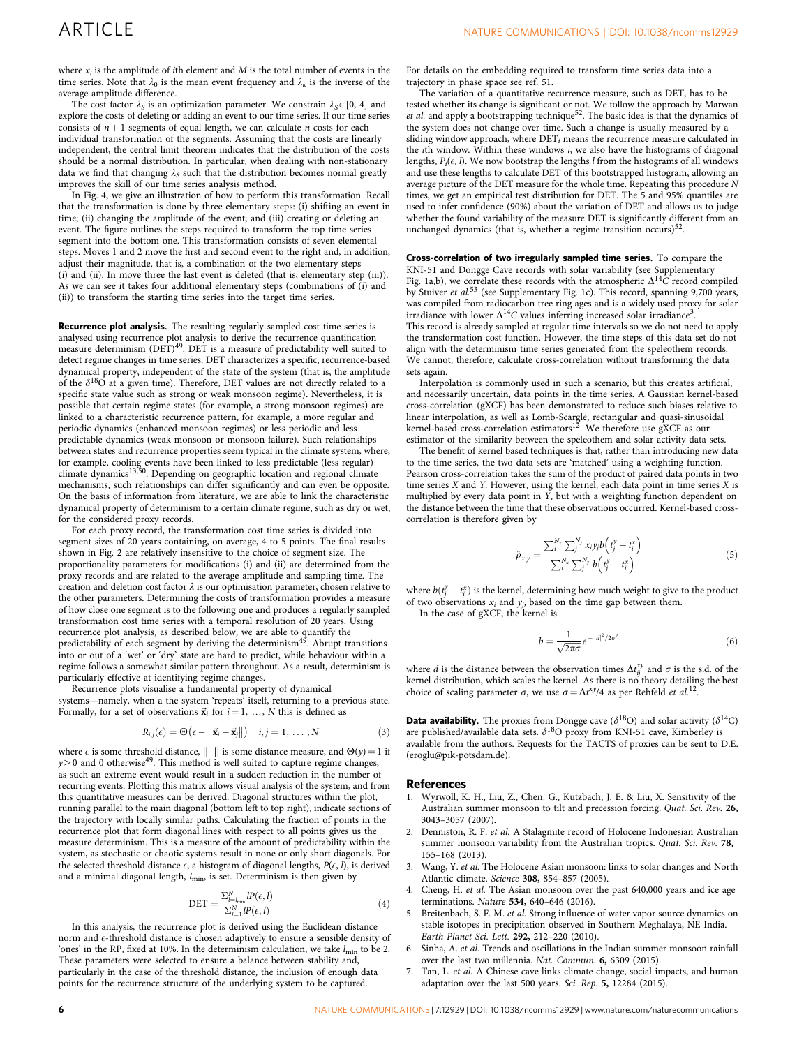where $x_i$ is the amplitude of $i$th element and $M$ is the total number of events in the time series. Note that $\lambda_0$ is the mean event frequency and $\lambda_k$ is the inverse of the average amplitude difference.

The cost factor $\lambda_S$ is an optimization parameter. We constrain $\lambda_S \in [0, 4]$ and explore the costs of deleting or adding an event to our time series. If our time series consists of $n+1$ segments of equal length, we can calculate $n$ costs for each individual transformation of the segments. Assuming that the costs are linearly independent, the central limit theorem indicates that the distribution of the costs should be a normal distribution. In particular, when dealing with non-stationary data we find that changing $\lambda_S$ such that the distribution becomes normal greatly improves the skill of our time series analysis method.

In Fig. 4, we give an illustration of how to perform this transformation. Recall that the transformation is done by three elementary steps: (i) shifting an event in time; (ii) changing the amplitude of the event; and (iii) creating or deleting an event. The figure outlines the steps required to transform the top time series segment into the bottom one. This transformation consists of seven elemental steps. Moves 1 and 2 move the first and second event to the right and, in addition, adjust their magnitude, that is, a combination of the two elementary steps (i) and (ii). In move three the last event is deleted (that is, elementary step (iii)). As we can see it takes four additional elementary steps (combinations of (i) and (ii)) to transform the starting time series into the target time series.

**Recurrence plot analysis.** The resulting regularly sampled cost time series is analysed using recurrence plot analysis to derive the recurrence quantification measure determinism (DET)[49]. DET is a measure of predictability well suited to detect regime changes in time series. DET characterizes a specific, recurrence-based dynamical property, independent of the state of the system (that is, the amplitude of the $\delta^{18}O$ at a given time). Therefore, DET values are not directly related to a specific state value such as strong or weak monsoon regime). Nevertheless, it is possible that certain regime states (for example, a strong monsoon regimes) are linked to a characteristic recurrence pattern, for example, a more regular and periodic dynamics (enhanced monsoon regimes) or less periodic and less predictable dynamics (weak monsoon or monsoon failure). Such relationships between states and recurrence properties seem typical in the climate system, where, for example, cooling events have been linked to less predictable (less regular) climate dynamics[13,50]. Depending on geographic location and regional climate mechanisms, such relationships can differ significantly and can even be opposite. On the basis of information from literature, we are able to link the characteristic dynamical property of determinism to a certain climate regime, such as dry or wet, for the considered proxy records.

For each proxy record, the transformation cost time series is divided into segment sizes of 20 years containing, on average, 4 to 5 points. The final results shown in Fig. 2 are relatively insensitive to the choice of segment size. The proportionality parameters for modifications (i) and (ii) are determined from the proxy records and are related to the average amplitude and sampling time. The creation and deletion cost factor $\lambda$ is our optimisation parameter, chosen relative to the other parameters. Determining the costs of transformation provides a measure of how close one segment is to the following one and produces a regularly sampled transformation cost time series with a temporal resolution of 20 years. Using recurrence plot analysis, as described below, we are able to quantify the predictability of each segment by deriving the determinism[49]. Abrupt transitions into or out of a 'wet' or 'dry' state are hard to predict, while behaviour within a regime follows a somewhat similar pattern throughout. As a result, determinism is particularly effective at identifying regime changes.

Recurrence plots visualise a fundamental property of dynamical systems—namely, when a the system 'repeats' itself, returning to a previous state. Formally, for a set of observations $\vec{x}_i$ for $i = 1, \ldots, N$ this is defined as

$$R_{i,j}(\epsilon) = \Theta\left(\epsilon - \|\vec{x}_i - \vec{x}_j\|\right) \quad i,j = 1, \ldots, N \tag{3}$$

where $\epsilon$ is some threshold distance, $\|\cdot\|$ is some distance measure, and $\Theta(y) = 1$ if $y \geq 0$ and 0 otherwise[49]. This method is well suited to capture regime changes, as such an extreme event would result in a sudden reduction in the number of recurring events. Plotting this matrix allows visual analysis of the system, and from this quantitative measures can be derived. Diagonal structures within the plot, running parallel to the main diagonal (bottom left to top right), indicate sections of the trajectory with locally similar paths. Calculating the fraction of points in the recurrence plot that form diagonal lines with respect to all points gives us the measure determinism. This is a measure of the amount of predictability within the system, as stochastic or chaotic systems result in none or only short diagonals. For the selected threshold distance $\epsilon$, a histogram of diagonal lengths, $P(\epsilon, l)$, is derived and a minimal diagonal length, $l_{min}$, is set. Determinism is then given by

$$\mathrm{DET} = \frac{\sum_{l=l_{min}}^{N} lP(\epsilon, l)}{\sum_{l=1}^{N} lP(\epsilon, l)} \tag{4}$$

In this analysis, the recurrence plot is derived using the Euclidean distance norm and $\epsilon$-threshold distance is chosen adaptively to ensure a sensible density of 'ones' in the RP, fixed at 10%. In the determinism calculation, we take $l_{min}$ to be 2. These parameters were selected to ensure a balance between stability and, particularly in the case of the threshold distance, the inclusion of enough data points for the recurrence structure of the underlying system to be captured.

For details on the embedding required to transform time series data into a trajectory in phase space see ref. 51.

The variation of a quantitative recurrence measure, such as DET, has to be tested whether its change is significant or not. We follow the approach by Marwan *et al.* and apply a bootstrapping technique[52]. The basic idea is that the dynamics of the system does not change over time. Such a change is usually measured by a sliding window approach, where $\mathrm{DET}_i$ means the recurrence measure calculated in the $i$th window. Within these windows $i$, we also have the histograms of diagonal lengths, $P_i(\epsilon, l)$. We now bootstrap the lengths $l$ from the histograms of all windows and use these lengths to calculate DET of this bootstrapped histogram, allowing an average picture of the DET measure for the whole time. Repeating this procedure $N$ times, we get an empirical test distribution for DET. The 5 and 95% quantiles are used to infer confidence (90%) about the variation of DET and allows us to judge whether the found variability of the measure DET is significantly different from an unchanged dynamics (that is, whether a regime transition occurs)[52].

**Cross-correlation of two irregularly sampled time series.** To compare the KNI-51 and Dongge Cave records with solar variability (see Supplementary Fig. 1a,b), we correlate these records with the atmospheric $\Delta^{14}C$ record compiled by Stuiver *et al.*[53] (see Supplementary Fig. 1c). This record, spanning 9,700 years, was compiled from radiocarbon tree ring ages and is a widely used proxy for solar irradiance with lower $\Delta^{14}C$ values inferring increased solar irradiance[3]. This record is already sampled at regular time intervals so we do not need to apply the transformation cost function. However, the time steps of this data set do not align with the determinism time series generated from the speleothem records. We cannot, therefore, calculate cross-correlation without transforming the data sets again.

Interpolation is commonly used in such a scenario, but this creates artificial, and necessarily uncertain, data points in the time series. A Gaussian kernel-based cross-correlation (gXCF) has been demonstrated to reduce such biases relative to linear interpolation, as well as Lomb-Scargle, rectangular and quasi-sinusoidal kernel-based cross-correlation estimators[12]. We therefore use gXCF as our estimator of the similarity between the speleothem and solar activity data sets.

The benefit of kernel based techniques is that, rather than introducing new data to the time series, the two data sets are 'matched' using a weighting function. Pearson cross-correlation takes the sum of the product of paired data points in two time series $X$ and $Y$. However, using the kernel, each data point in time series $X$ is multiplied by every data point in $Y$, but with a weighting function dependent on the distance between the time that these observations occurred. Kernel-based cross-correlation is therefore given by

$$\hat{\rho}_{x,y} = \frac{\sum_i^{N_x} \sum_j^{N_y} x_i y_j b\left(t_j^y - t_i^x\right)}{\sum_i^{N_x} \sum_j^{N_y} b\left(t_j^y - t_i^x\right)} \tag{5}$$

where $b(t_j^y - t_i^x)$ is the kernel, determining how much weight to give to the product of two observations $x_i$ and $y_j$, based on the time gap between them.

In the case of gXCF, the kernel is

$$b = \frac{1}{\sqrt{2\pi}\sigma} e^{-|d|^2/2\sigma^2} \tag{6}$$

where $d$ is the distance between the observation times $\Delta t_{ij}^{xy}$ and $\sigma$ is the s.d. of the kernel distribution, which scales the kernel. As there is no theory detailing the best choice of scaling parameter $\sigma$, we use $\sigma = \Delta t^{xy}/4$ as per Rehfeld *et al.*[12].

**Data availability.** The proxies from Dongge cave ($\delta^{18}O$) and solar activity ($\delta^{14}C$) are published/available data sets. $\delta^{18}O$ proxy from KNI-51 cave, Kimberley is available from the authors. Requests for the TACTS of proxies can be sent to D.E. (eroglu@pik-potsdam.de).

## References

1. Wyrwoll, K. H., Liu, Z., Chen, G., Kutzbach, J. E. & Liu, X. Sensitivity of the Australian summer monsoon to tilt and precession forcing. *Quat. Sci. Rev.* **26,** 3043–3057 (2007).
2. Denniston, R. F. *et al.* A Stalagmite record of Holocene Indonesian Australian summer monsoon variability from the Australian tropics. *Quat. Sci. Rev.* **78,** 155–168 (2013).
3. Wang, Y. *et al.* The Holocene Asian monsoon: links to solar changes and North Atlantic climate. *Science* **308,** 854–857 (2005).
4. Cheng, H. *et al.* The Asian monsoon over the past 640,000 years and ice age terminations. *Nature* **534,** 640–646 (2016).
5. Breitenbach, S. F. M. *et al.* Strong influence of water vapor source dynamics on stable isotopes in precipitation observed in Southern Meghalaya, NE India. *Earth Planet Sci. Lett.* **292,** 212–220 (2010).
6. Sinha, A. *et al.* Trends and oscillations in the Indian summer monsoon rainfall over the last two millennia. *Nat. Commun.* **6,** 6309 (2015).
7. Tan, L. *et al.* A Chinese cave links climate change, social impacts, and human adaptation over the last 500 years. *Sci. Rep.* **5,** 12284 (2015).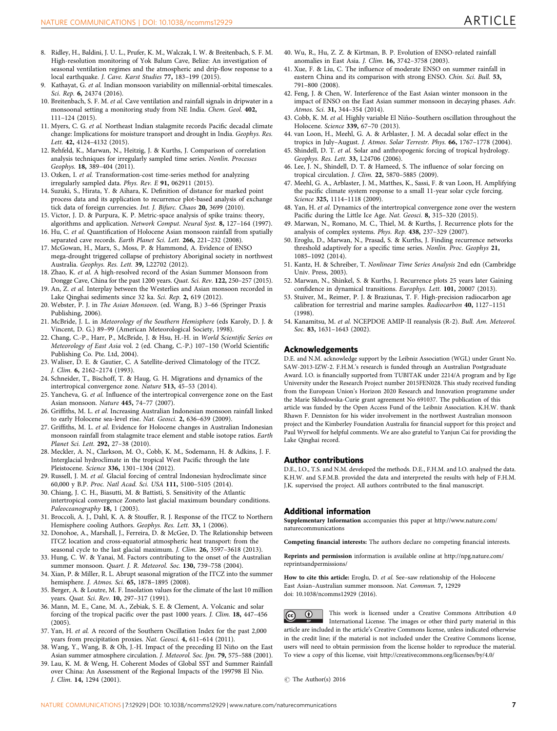8. Ridley, H., Baldini, J. U. L., Prufer, K. M., Walczak, I. W. & Breitenbach, S. F. M. High-resolution monitoring of Yok Balum Cave, Belize: An investigation of seasonal ventilation regimes and the atmospheric and drip-flow response to a local earthquake. *J. Cave. Karst Studies* **77**, 183–199 (2015).
9. Kathayat, G. *et al.* Indian monsoon variability on millennial-orbital timescales. *Sci. Rep.* **6**, 24374 (2016).
10. Breitenbach, S. F. M. *et al.* Cave ventilation and rainfall signals in dripwater in a monsoonal setting a monitoring study from NE India. *Chem. Geol.* **402**, 111–124 (2015).
11. Myers, C. G. *et al.* Northeast Indian stalagmite records Pacific decadal climate change: Implications for moisture transport and drought in India. *Geophys. Res. Lett.* **42**, 4124–4132 (2015).
12. Rehfeld, K., Marwan, N., Heitzig, J. & Kurths, J. Comparison of correlation analysis techniques for irregularly sampled time series. *Nonlin. Processes Geophys.* **18**, 389–404 (2011).
13. Ozken, I. *et al.* Transformation-cost time-series method for analyzing irregularly sampled data. *Phys. Rev. E* **91**, 062911 (2015).
14. Suzuki, S., Hirata, Y. & Aihara, K. Definition of distance for marked point process data and its application to recurrence plot-based analysis of exchange tick data of foreign currencies. *Int. J. Bifurc. Chaos* **20**, 3699 (2010).
15. Victor, J. D. & Purpura, K. P. Metric-space analysis of spike trains: theory, algorithms and application. *Network Comput. Neural Syst.* **8**, 127–164 (1997).
16. Hu, C. *et al.* Quantification of Holocene Asian monsoon rainfall from spatially separated cave records. *Earth Planet Sci. Lett.* **266**, 221–232 (2008).
17. McGowan, H., Marx, S., Moss, P. & Hammond, A. Evidence of ENSO mega-drought triggered collapse of prehistory Aboriginal society in northwest Australia. *Geophys. Res. Lett.* **39**, L22702 (2012).
18. Zhao, K. *et al.* A high-resolved record of the Asian Summer Monsoon from Dongge Cave, China for the past 1200 years. *Quat. Sci. Rev.* **122**, 250–257 (2015).
19. An, Z. *et al.* Interplay between the Westerlies and Asian monsoon recorded in Lake Qinghai sediments since 32 ka. *Sci. Rep.* **2**, 619 (2012).
20. Webster, P. J. in *The Asian Monsoon*. (ed. Wang, B.) 3–66 (Springer Praxis Publishing, 2006).
21. McBride, J. L. in *Meteorology of the Southern Hemisphere* (eds Karoly, D. J. & Vincent, D. G.) 89–99 (American Meteorological Society, 1998).
22. Chang, C.-P., Harr, P., McBride, J. & Hsu, H.-H. in *World Scientific Series on Meteorology of East Asia* vol. 2 (ed. Chang, C.-P.) 107–150 (World Scientific Publishing Co. Pte. Ltd, 2004).
23. Waliser, D. E. & Gautier, C. A Satellite-derived Climatology of the ITCZ. *J. Clim.* **6**, 2162–2174 (1993).
24. Schneider, T., Bischoff, T. & Haug, G. H. Migrations and dynamics of the intertropical convergence zone. *Nature* **513**, 45–53 (2014).
25. Yancheva, G. *et al.* Influence of the intertropical convergence zone on the East Asian monsoon. *Nature* **445**, 74–77 (2007).
26. Griffiths, M. L. *et al.* Increasing Australian Indonesian monsoon rainfall linked to early Holocene sea-level rise. *Nat. Geosci.* **2**, 636–639 (2009).
27. Griffiths, M. L. *et al.* Evidence for Holocene changes in Australian Indonesian monsoon rainfall from stalagmite trace element and stable isotope ratios. *Earth Planet Sci. Lett.* **292**, 27–38 (2010).
28. Meckler, A. N., Clarkson, M. O., Cobb, K. M., Sodemann, H. & Adkins, J. F. Interglacial hydroclimate in the tropical West Pacific through the late Pleistocene. *Science* **336**, 1301–1304 (2012).
29. Russell, J. M. *et al.* Glacial forcing of central Indonesian hydroclimate since 60,000 y B.P. *Proc. Natl Acad. Sci. USA* **111**, 5100–5105 (2014).
30. Chiang, J. C. H., Biasutti, M. & Battisti, S. Sensitivity of the Atlantic intertropical convergence Zoneto last glacial maximum boundary conditions. *Paleoceanography* **18**, 1 (2003).
31. Broccoli, A. J., Dahl, K. A. & Stouffer, R. J. Response of the ITCZ to Northern Hemisphere cooling Authors. *Geophys. Res. Lett.* **33**, 1 (2006).
32. Donohoe, A., Marshall, J., Ferreira, D. & McGee, D. The Relationship between ITCZ location and cross-equatorial atmospheric heat transport: from the seasonal cycle to the last glacial maximum. *J. Clim.* **26**, 3597–3618 (2013).
33. Hung, C. W. & Yanai, M. Factors contributing to the onset of the Australian summer monsoon. *Quart. J. R. Meteorol. Soc.* **130**, 739–758 (2004).
34. Xian, P. & Miller, R. L. Abrupt seasonal migration of the ITCZ into the summer hemisphere. *J. Atmos. Sci.* **65**, 1878–1895 (2008).
35. Berger, A. & Loutre, M. F. Insolation values for the climate of the last 10 million years. *Quat. Sci. Rev.* **10**, 297–317 (1991).
36. Mann, M. E., Cane, M. A., Zebiak, S. E. & Clement, A. Volcanic and solar forcing of the tropical pacific over the past 1000 years. *J. Clim.* **18**, 447–456 (2005).
37. Yan, H. *et al.* A record of the Southern Oscillation Index for the past 2,000 years from precipitation proxies. *Nat. Geosci.* **4**, 611–614 (2011).
38. Wang, Y., Wang, B. & Oh, J.-H. Impact of the preceding El Niño on the East Asian summer atmosphere circulation. *J. Meteorol. Soc. Jpn.* **79**, 575–588 (2001).
39. Lau, K. M. & Weng, H. Coherent Modes of Global SST and Summer Rainfall over China: An Assessment of the Regional Impacts of the 199798 El Nio. *J. Clim.* **14**, 1294 (2001).
40. Wu, R., Hu, Z. Z. & Kirtman, B. P. Evolution of ENSO-related rainfall anomalies in East Asia. *J. Clim.* **16**, 3742–3758 (2003).
41. Xue, F. & Liu, C. The influence of moderate ENSO on summer rainfall in eastern China and its comparison with strong ENSO. *Chin. Sci. Bull.* **53**, 791–800 (2008).
42. Feng, J. & Chen, W. Interference of the East Asian winter monsoon in the impact of ENSO on the East Asian summer monsoon in decaying phases. *Adv. Atmos. Sci.* **31**, 344–354 (2014).
43. Cobb, K. M. *et al.* Highly variable El Niño–Southern oscillation throughout the Holocene. *Science* **339**, 67–70 (2013).
44. van Loon, H., Meehl, G. A. & Arblaster, J. M. A decadal solar effect in the tropics in July–August. *J. Atmos. Solar Terrestr. Phys.* **66**, 1767–1778 (2004).
45. Shindell, D. T. *et al.* Solar and anthropogenic forcing of tropical hydrology. *Geophys. Res. Lett.* **33**, L24706 (2006).
46. Lee, J. N., Shindell, D. T. & Hameed, S. The influence of solar forcing on tropical circulation. *J. Clim.* **22**, 5870–5885 (2009).
47. Meehl, G. A., Arblaster, J. M., Matthes, K., Sassi, F. & van Loon, H. Amplifying the pacific climate system response to a small 11-year solar cycle forcing. *Science* **325**, 1114–1118 (2009).
48. Yan, H. *et al.* Dynamics of the intertropical convergence zone over the western Pacific during the Little Ice Age. *Nat. Geosci.* **8**, 315–320 (2015).
49. Marwan, N., Romano, M. C., Thiel, M. & Kurths, J. Recurrence plots for the analysis of complex systems. *Phys. Rep.* **438**, 237–329 (2007).
50. Eroglu, D., Marwan, N., Prasad, S. & Kurths, J. Finding recurrence networks threshold adaptively for a specific time series. *Nonlin. Proc. Geophys* **21**, 1085–1092 (2014).
51. Kantz, H. & Schreiber, T. *Nonlinear Time Series Analysis* 2nd edn (Cambridge Univ. Press, 2003).
52. Marwan, N., Shinkel, S. & Kurths, J. Recurrence plots 25 years later Gaining confidence in dynamical transitions. *Europhys. Lett.* **101**, 20007 (2013).
53. Stuiver, M., Reimer, P. J. & Braziunas, T. F. High-precision radiocarbon age calibration for terrestrial and marine samples. *Radiocarbon* **40**, 1127–1151 (1998).
54. Kanamitsu, M. *et al.* NCEPDOE AMIP-II reanalysis (R-2). *Bull. Am. Meteorol. Soc.* **83**, 1631–1643 (2002).

## Acknowledgements

D.E. and N.M. acknowledge support by the Leibniz Association (WGL) under Grant No. SAW-2013-IZW-2. F.H.M.'s research is funded through an Australian Postgraduate Award. I.O. is financially supported from TUBITAK under 2214/A program and by Ege University under the Research Project number 2015FEN028. This study received funding from the European Union's Horizon 2020 Research and Innovation programme under the Marie Skłodowska-Curie grant agreement No 691037. The publication of this article was funded by the Open Access Fund of the Leibniz Association. K.H.W. thank Rhawn F. Denniston for his wider involvement in the northwest Australian monsoon project and the Kimberley Foundation Australia for financial support for this project and Paul Wyrwoll for helpful comments. We are also grateful to Yanjun Cai for providing the Lake Qinghai record.

## Author contributions

D.E., I.O., T.S. and N.M. developed the methods. D.E., F.H.M. and I.O. analysed the data. K.H.W. and S.F.M.B. provided the data and interpreted the results with help of F.H.M. J.K. supervised the project. All authors contributed to the final manuscript.

## Additional information

**Supplementary Information** accompanies this paper at http://www.nature.com/naturecommunications

**Competing financial interests:** The authors declare no competing financial interests.

**Reprints and permission** information is available online at http://npg.nature.com/reprintsandpermissions/

**How to cite this article:** Eroglu, D. *et al.* See–saw relationship of the Holocene East Asian–Australian summer monsoon. *Nat. Commun.* **7**, 12929 doi: 10.1038/ncomms12929 (2016).

This work is licensed under a Creative Commons Attribution 4.0 International License. The images or other third party material in this article are included in the article's Creative Commons license, unless indicated otherwise in the credit line; if the material is not included under the Creative Commons license, users will need to obtain permission from the license holder to reproduce the material. To view a copy of this license, visit http://creativecommons.org/licenses/by/4.0/

© The Author(s) 2016